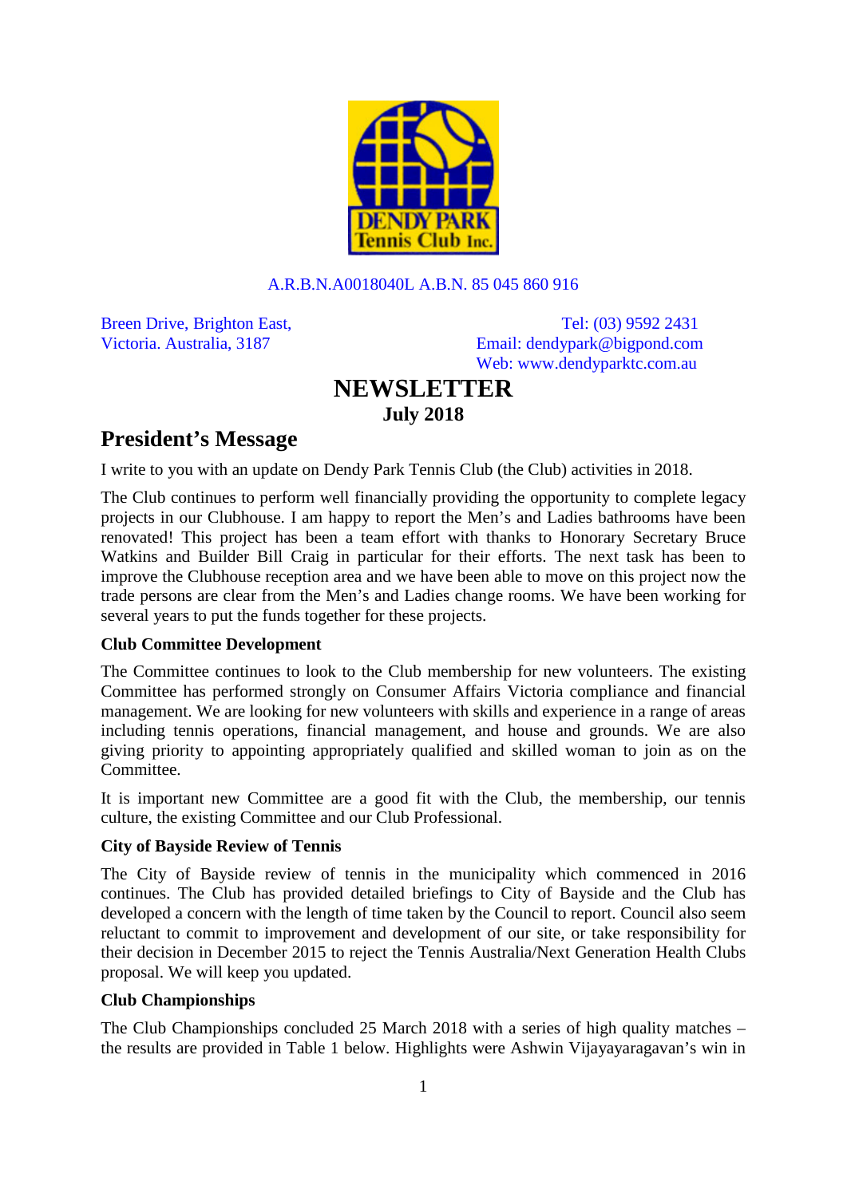A.R.B.N.A0018040L A.B.N. 85 045 860 916

Breen Drive, Brighton East,
Victoria. Australia, 3187

Tel: (03) 9592 2431
Email: dendypark@bigpond.com
Web: www.dendyparktc.com.au

# NEWSLETTER

**July 2018**

## President's Message

I write to you with an update on Dendy Park Tennis Club (the Club) activities in 2018.

The Club continues to perform well financially providing the opportunity to complete legacy projects in our Clubhouse. I am happy to report the Men's and Ladies bathrooms have been renovated! This project has been a team effort with thanks to Honorary Secretary Bruce Watkins and Builder Bill Craig in particular for their efforts. The next task has been to improve the Clubhouse reception area and we have been able to move on this project now the trade persons are clear from the Men's and Ladies change rooms. We have been working for several years to put the funds together for these projects.

### Club Committee Development

The Committee continues to look to the Club membership for new volunteers. The existing Committee has performed strongly on Consumer Affairs Victoria compliance and financial management. We are looking for new volunteers with skills and experience in a range of areas including tennis operations, financial management, and house and grounds. We are also giving priority to appointing appropriately qualified and skilled woman to join as on the Committee.

It is important new Committee are a good fit with the Club, the membership, our tennis culture, the existing Committee and our Club Professional.

### City of Bayside Review of Tennis

The City of Bayside review of tennis in the municipality which commenced in 2016 continues. The Club has provided detailed briefings to City of Bayside and the Club has developed a concern with the length of time taken by the Council to report. Council also seem reluctant to commit to improvement and development of our site, or take responsibility for their decision in December 2015 to reject the Tennis Australia/Next Generation Health Clubs proposal. We will keep you updated.

### Club Championships

The Club Championships concluded 25 March 2018 with a series of high quality matches – the results are provided in Table 1 below. Highlights were Ashwin Vijayayaragavan's win in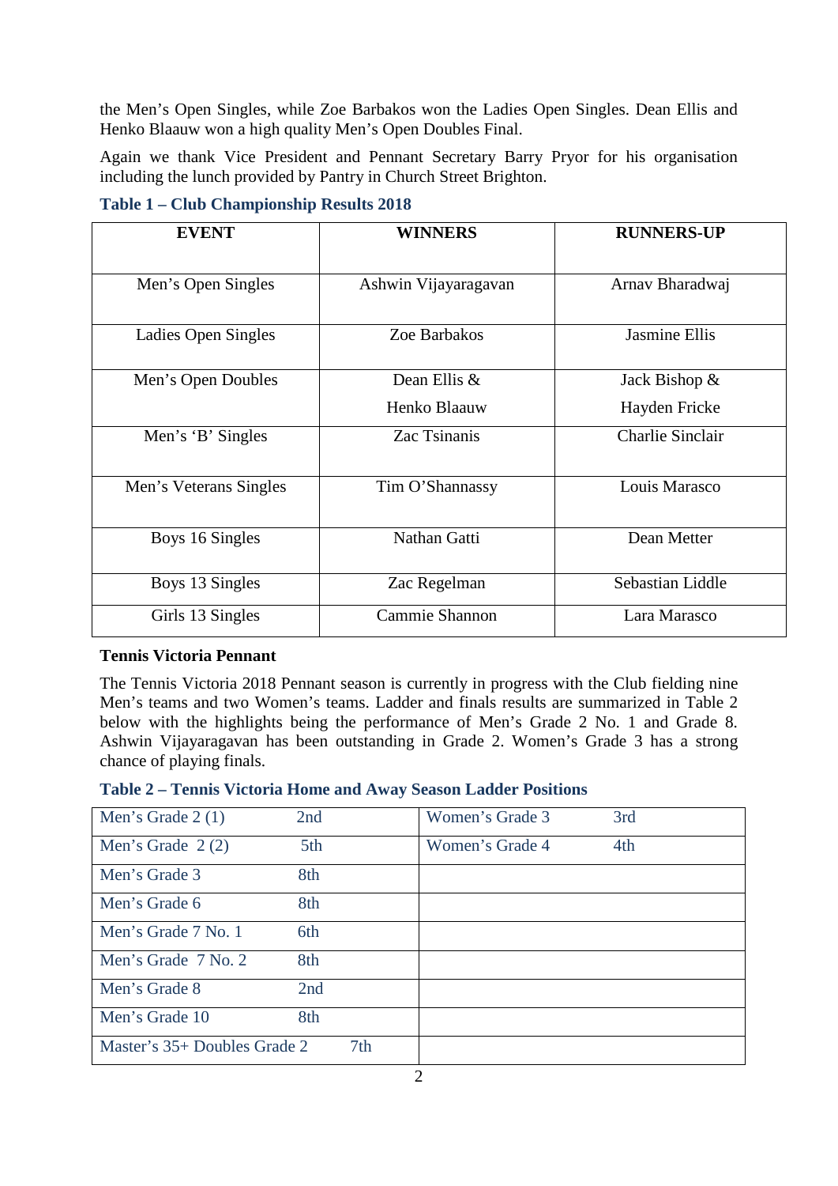the Men's Open Singles, while Zoe Barbakos won the Ladies Open Singles. Dean Ellis and Henko Blaauw won a high quality Men's Open Doubles Final.

Again we thank Vice President and Pennant Secretary Barry Pryor for his organisation including the lunch provided by Pantry in Church Street Brighton.

**Table 1 – Club Championship Results 2018**

| EVENT | WINNERS | RUNNERS-UP |
|---|---|---|
| Men's Open Singles | Ashwin Vijayaragavan | Arnav Bharadwaj |
| Ladies Open Singles | Zoe Barbakos | Jasmine Ellis |
| Men's Open Doubles | Dean Ellis & Henko Blaauw | Jack Bishop & Hayden Fricke |
| Men's 'B' Singles | Zac Tsinanis | Charlie Sinclair |
| Men's Veterans Singles | Tim O'Shannassy | Louis Marasco |
| Boys 16 Singles | Nathan Gatti | Dean Metter |
| Boys 13 Singles | Zac Regelman | Sebastian Liddle |
| Girls 13 Singles | Cammie Shannon | Lara Marasco |

**Tennis Victoria Pennant**

The Tennis Victoria 2018 Pennant season is currently in progress with the Club fielding nine Men's teams and two Women's teams. Ladder and finals results are summarized in Table 2 below with the highlights being the performance of Men's Grade 2 No. 1 and Grade 8. Ashwin Vijayaragavan has been outstanding in Grade 2. Women's Grade 3 has a strong chance of playing finals.

**Table 2 – Tennis Victoria Home and Away Season Ladder Positions**

| Team | Position | Team | Position |
|---|---|---|---|
| Men's Grade 2 (1) | 2nd | Women's Grade 3 | 3rd |
| Men's Grade 2 (2) | 5th | Women's Grade 4 | 4th |
| Men's Grade 3 | 8th | | |
| Men's Grade 6 | 8th | | |
| Men's Grade 7 No. 1 | 6th | | |
| Men's Grade 7 No. 2 | 8th | | |
| Men's Grade 8 | 2nd | | |
| Men's Grade 10 | 8th | | |
| Master's 35+ Doubles Grade 2 | 7th | | |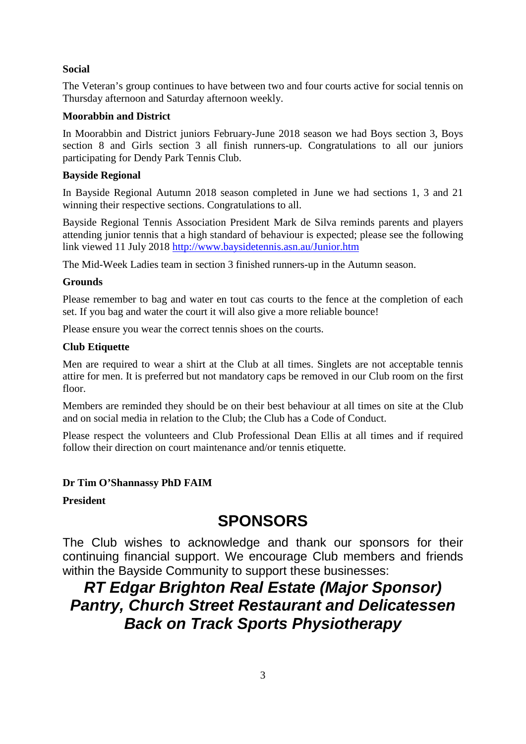**Social**

The Veteran's group continues to have between two and four courts active for social tennis on Thursday afternoon and Saturday afternoon weekly.

**Moorabbin and District**

In Moorabbin and District juniors February-June 2018 season we had Boys section 3, Boys section 8 and Girls section 3 all finish runners-up. Congratulations to all our juniors participating for Dendy Park Tennis Club.

**Bayside Regional**

In Bayside Regional Autumn 2018 season completed in June we had sections 1, 3 and 21 winning their respective sections. Congratulations to all.

Bayside Regional Tennis Association President Mark de Silva reminds parents and players attending junior tennis that a high standard of behaviour is expected; please see the following link viewed 11 July 2018 [http://www.baysidetennis.asn.au/Junior.htm](http://www.baysidetennis.asn.au/Junior.htm)

The Mid-Week Ladies team in section 3 finished runners-up in the Autumn season.

**Grounds**

Please remember to bag and water en tout cas courts to the fence at the completion of each set. If you bag and water the court it will also give a more reliable bounce!

Please ensure you wear the correct tennis shoes on the courts.

**Club Etiquette**

Men are required to wear a shirt at the Club at all times. Singlets are not acceptable tennis attire for men. It is preferred but not mandatory caps be removed in our Club room on the first floor.

Members are reminded they should be on their best behaviour at all times on site at the Club and on social media in relation to the Club; the Club has a Code of Conduct.

Please respect the volunteers and Club Professional Dean Ellis at all times and if required follow their direction on court maintenance and/or tennis etiquette.

**Dr Tim O'Shannassy PhD FAIM**

**President**

# SPONSORS

The Club wishes to acknowledge and thank our sponsors for their continuing financial support. We encourage Club members and friends within the Bayside Community to support these businesses:

***RT Edgar Brighton Real Estate (Major Sponsor)***
***Pantry, Church Street Restaurant and Delicatessen***
***Back on Track Sports Physiotherapy***